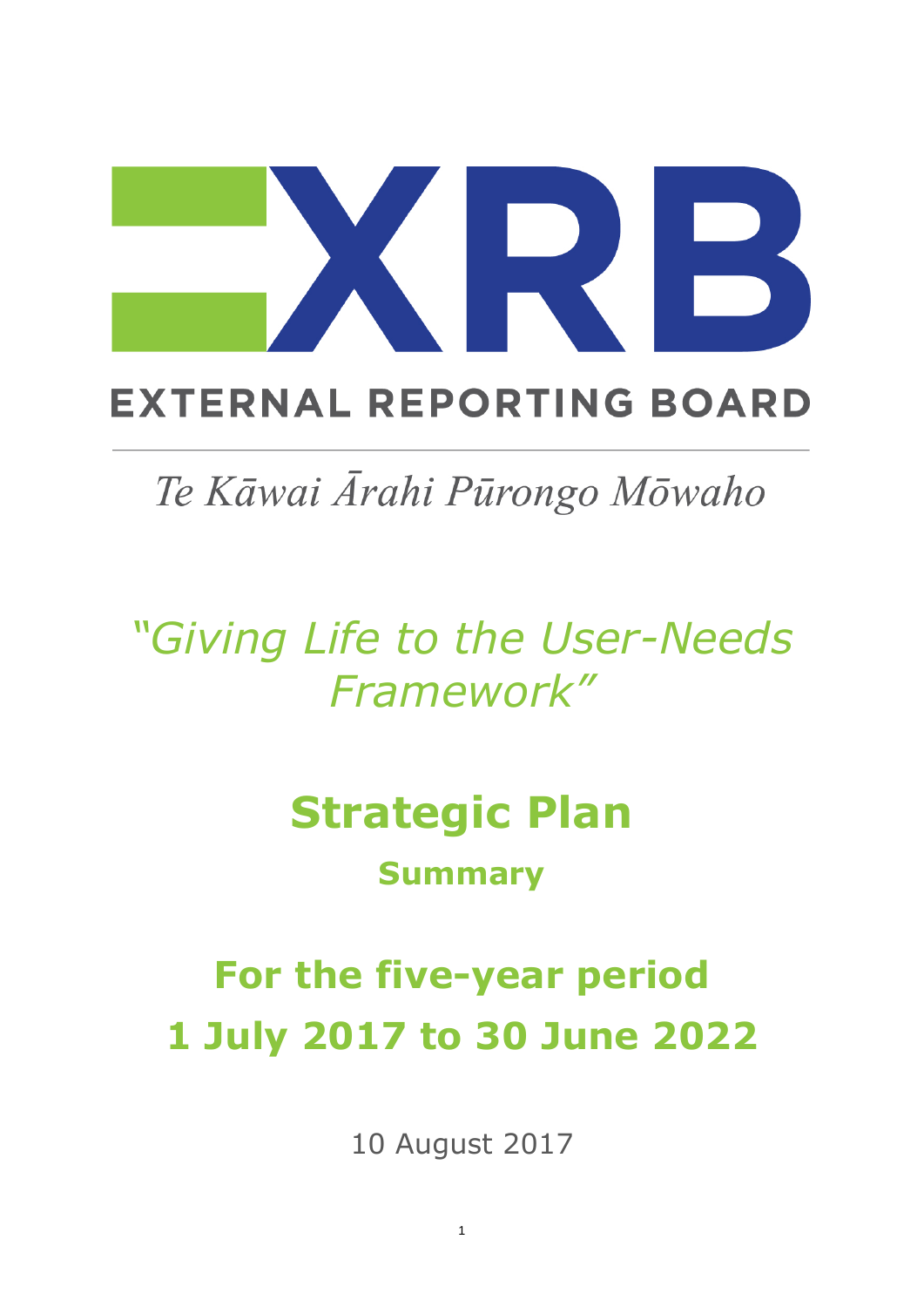# EXTERNAL REPORTING BOARD

*Te Kāwai Ārahi Pūrongo Mōwaho*

*"Giving Life to the User-Needs Framework"*

# Strategic Plan

## Summary

## For the five-year period 1 July 2017 to 30 June 2022

10 August 2017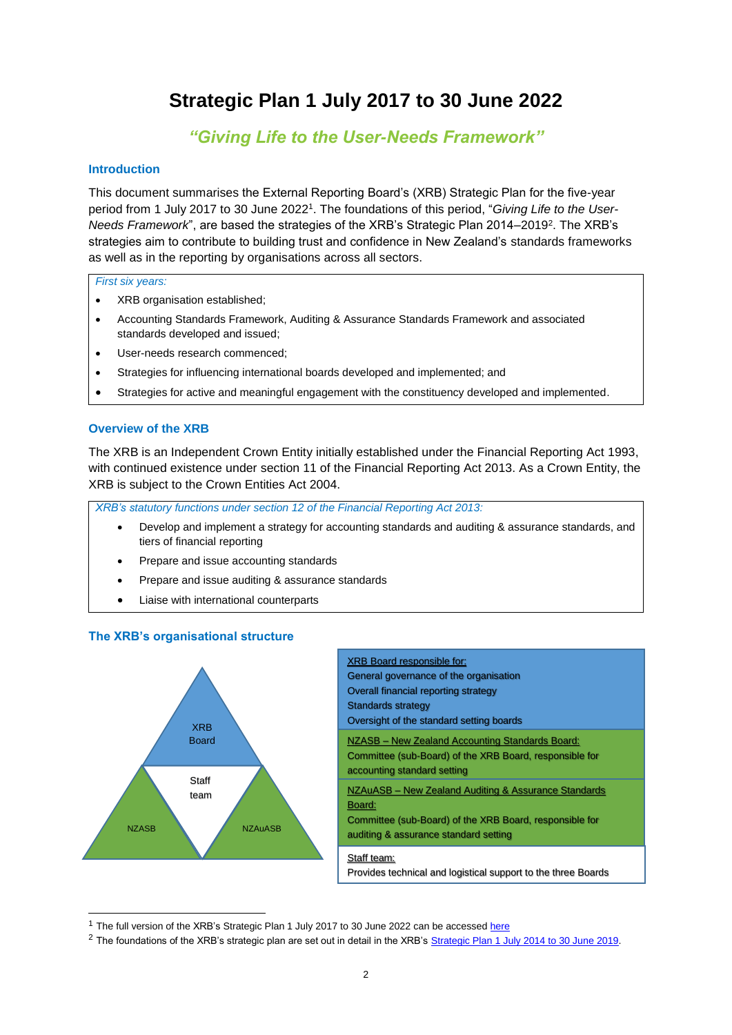# Strategic Plan 1 July 2017 to 30 June 2022

## *"Giving Life to the User-Needs Framework"*

### Introduction

This document summarises the External Reporting Board's (XRB) Strategic Plan for the five-year period from 1 July 2017 to 30 June 2022[1]. The foundations of this period, "*Giving Life to the User-Needs Framework*", are based the strategies of the XRB's Strategic Plan 2014–2019[2]. The XRB's strategies aim to contribute to building trust and confidence in New Zealand's standards frameworks as well as in the reporting by organisations across all sectors.

*First six years:*

- XRB organisation established;
- Accounting Standards Framework, Auditing & Assurance Standards Framework and associated standards developed and issued;
- User-needs research commenced;
- Strategies for influencing international boards developed and implemented; and
- Strategies for active and meaningful engagement with the constituency developed and implemented.

### Overview of the XRB

The XRB is an Independent Crown Entity initially established under the Financial Reporting Act 1993, with continued existence under section 11 of the Financial Reporting Act 2013. As a Crown Entity, the XRB is subject to the Crown Entities Act 2004.

*XRB's statutory functions under section 12 of the Financial Reporting Act 2013:*

- Develop and implement a strategy for accounting standards and auditing & assurance standards, and tiers of financial reporting
- Prepare and issue accounting standards
- Prepare and issue auditing & assurance standards
- Liaise with international counterparts

### The XRB's organisational structure

XRB Board

Staff team

NZASB

NZAuASB

XRB Board responsible for:
General governance of the organisation
Overall financial reporting strategy
Standards strategy
Oversight of the standard setting boards

NZASB – New Zealand Accounting Standards Board:
Committee (sub-Board) of the XRB Board, responsible for accounting standard setting

NZAuASB – New Zealand Auditing & Assurance Standards Board:
Committee (sub-Board) of the XRB Board, responsible for auditing & assurance standard setting

Staff team:
Provides technical and logistical support to the three Boards

---

[1] The full version of the XRB's Strategic Plan 1 July 2017 to 30 June 2022 can be accessed here

[2] The foundations of the XRB's strategic plan are set out in detail in the XRB's Strategic Plan 1 July 2014 to 30 June 2019.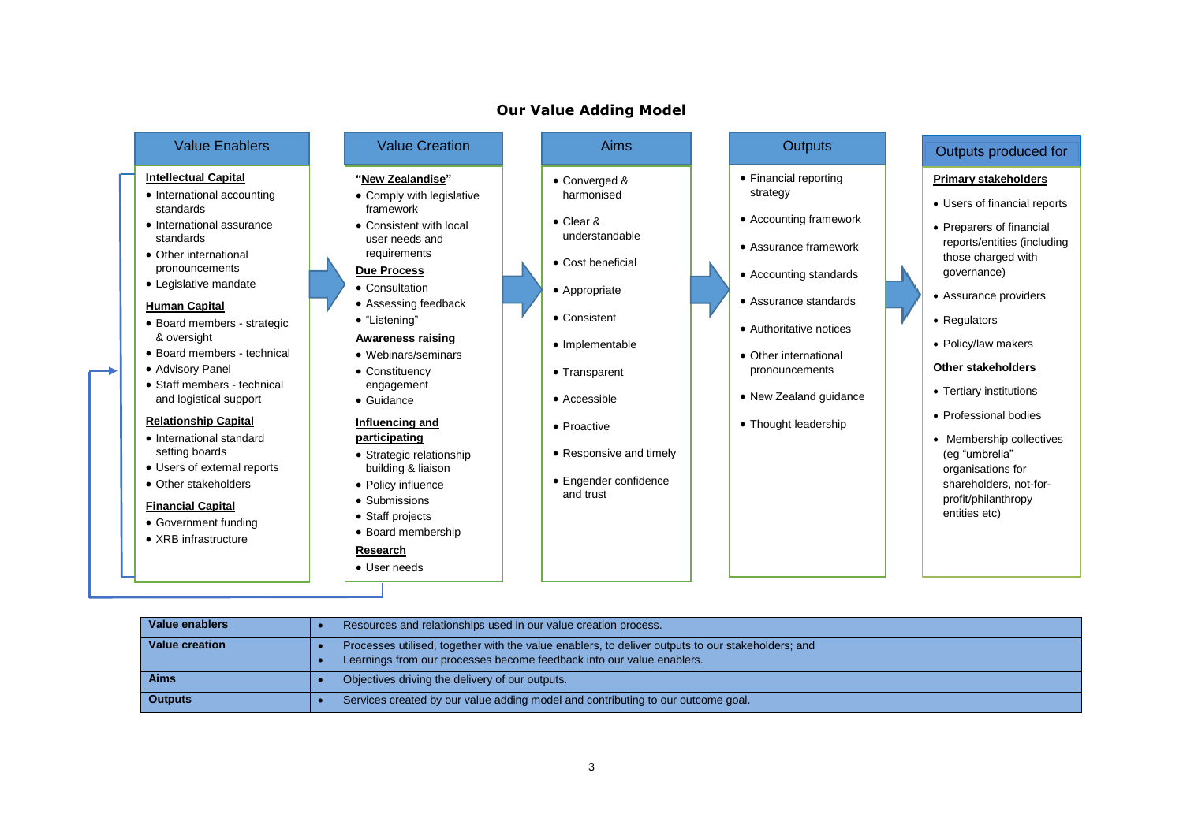## Our Value Adding Model

### Value Enablers

**Intellectual Capital**
- International accounting standards
- International assurance standards
- Other international pronouncements
- Legislative mandate

**Human Capital**
- Board members - strategic & oversight
- Board members - technical
- Advisory Panel
- Staff members - technical and logistical support

**Relationship Capital**
- International standard setting boards
- Users of external reports
- Other stakeholders

**Financial Capital**
- Government funding
- XRB infrastructure

### Value Creation

**"New Zealandise"**
- Comply with legislative framework
- Consistent with local user needs and requirements

**Due Process**
- Consultation
- Assessing feedback
- "Listening"

**Awareness raising**
- Webinars/seminars
- Constituency engagement
- Guidance

**Influencing and participating**
- Strategic relationship building & liaison
- Policy influence
- Submissions
- Staff projects
- Board membership

**Research**
- User needs

### Aims

- Converged & harmonised
- Clear & understandable
- Cost beneficial
- Appropriate
- Consistent
- Implementable
- Transparent
- Accessible
- Proactive
- Responsive and timely
- Engender confidence and trust

### Outputs

- Financial reporting strategy
- Accounting framework
- Assurance framework
- Accounting standards
- Assurance standards
- Authoritative notices
- Other international pronouncements
- New Zealand guidance
- Thought leadership

### Outputs produced for

**Primary stakeholders**
- Users of financial reports
- Preparers of financial reports/entities (including those charged with governance)
- Assurance providers
- Regulators
- Policy/law makers

**Other stakeholders**
- Tertiary institutions
- Professional bodies
- Membership collectives (eg "umbrella" organisations for shareholders, not-for-profit/philanthropy entities etc)

| | |
|---|---|
| **Value enablers** | • Resources and relationships used in our value creation process. |
| **Value creation** | • Processes utilised, together with the value enablers, to deliver outputs to our stakeholders; and<br>• Learnings from our processes become feedback into our value enablers. |
| **Aims** | • Objectives driving the delivery of our outputs. |
| **Outputs** | • Services created by our value adding model and contributing to our outcome goal. |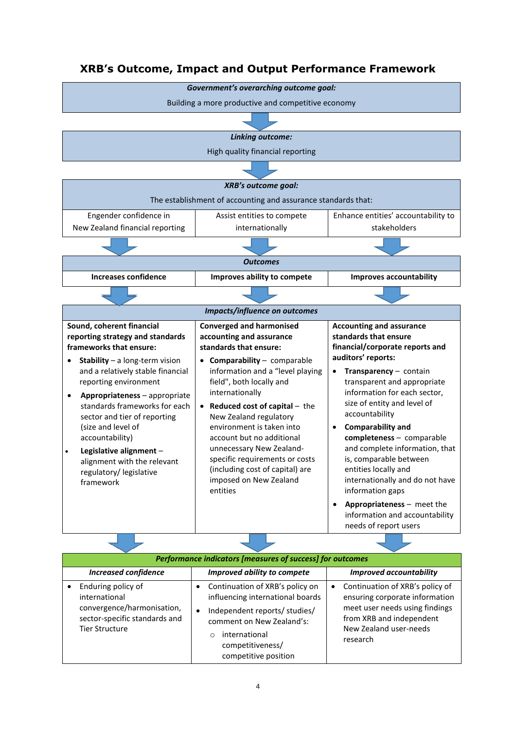# XRB's Outcome, Impact and Output Performance Framework

***Government's overarching outcome goal:***

Building a more productive and competitive economy

***Linking outcome:***

High quality financial reporting

***XRB's outcome goal:***

The establishment of accounting and assurance standards that:

| Engender confidence in New Zealand financial reporting | Assist entities to compete internationally | Enhance entities' accountability to stakeholders |
|---|---|---|

***Outcomes***

| **Increases confidence** | **Improves ability to compete** | **Improves accountability** |
|---|---|---|

***Impacts/influence on outcomes***

| **Sound, coherent financial reporting strategy and standards frameworks that ensure:** | **Converged and harmonised accounting and assurance standards that ensure:** | **Accounting and assurance standards that ensure financial/corporate reports and auditors' reports:** |
|---|---|---|
| • **Stability** – a long-term vision and a relatively stable financial reporting environment<br>• **Appropriateness** – appropriate standards frameworks for each sector and tier of reporting (size and level of accountability)<br>• **Legislative alignment** – alignment with the relevant regulatory/ legislative framework | • **Comparability** – comparable information and a "level playing field", both locally and internationally<br>• **Reduced cost of capital** – the New Zealand regulatory environment is taken into account but no additional unnecessary New Zealand-specific requirements or costs (including cost of capital) are imposed on New Zealand entities | • **Transparency** – contain transparent and appropriate information for each sector, size of entity and level of accountability<br>• **Comparability and completeness** – comparable and complete information, that is, comparable between entities locally and internationally and do not have information gaps<br>• **Appropriateness** – meet the information and accountability needs of report users |

***Performance indicators [measures of success] for outcomes***

| ***Increased confidence*** | ***Improved ability to compete*** | ***Improved accountability*** |
|---|---|---|
| • Enduring policy of international convergence/harmonisation, sector-specific standards and Tier Structure | • Continuation of XRB's policy on influencing international boards<br>• Independent reports/ studies/ comment on New Zealand's:<br>  ○ international competitiveness/ competitive position | • Continuation of XRB's policy of ensuring corporate information meet user needs using findings from XRB and independent New Zealand user-needs research |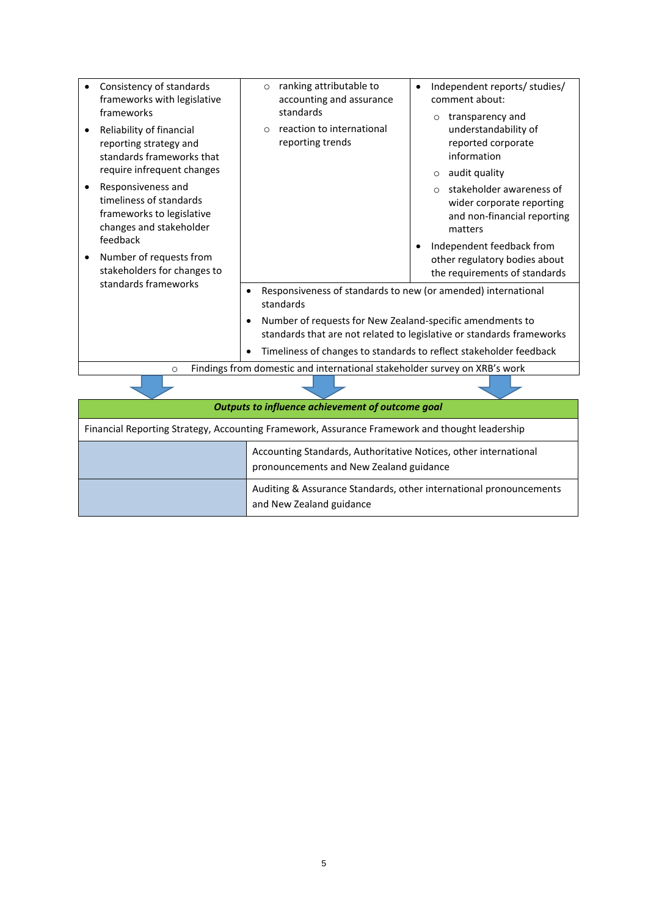| | | |
|---|---|---|
| • Consistency of standards frameworks with legislative frameworks<br>• Reliability of financial reporting strategy and standards frameworks that require infrequent changes<br>• Responsiveness and timeliness of standards frameworks to legislative changes and stakeholder feedback<br>• Number of requests from stakeholders for changes to standards frameworks | ○ ranking attributable to accounting and assurance standards<br>○ reaction to international reporting trends | • Independent reports/ studies/ comment about:<br>○ transparency and understandability of reported corporate information<br>○ audit quality<br>○ stakeholder awareness of wider corporate reporting and non-financial reporting matters<br>• Independent feedback from other regulatory bodies about the requirements of standards |
| | • Responsiveness of standards to new (or amended) international standards<br>• Number of requests for New Zealand-specific amendments to standards that are not related to legislative or standards frameworks<br>• Timeliness of changes to standards to reflect stakeholder feedback | |
| ○ Findings from domestic and international stakeholder survey on XRB's work | | |

| ***Outputs to influence achievement of outcome goal*** | |
|---|---|
| Financial Reporting Strategy, Accounting Framework, Assurance Framework and thought leadership | |
| | Accounting Standards, Authoritative Notices, other international pronouncements and New Zealand guidance |
| | Auditing & Assurance Standards, other international pronouncements and New Zealand guidance |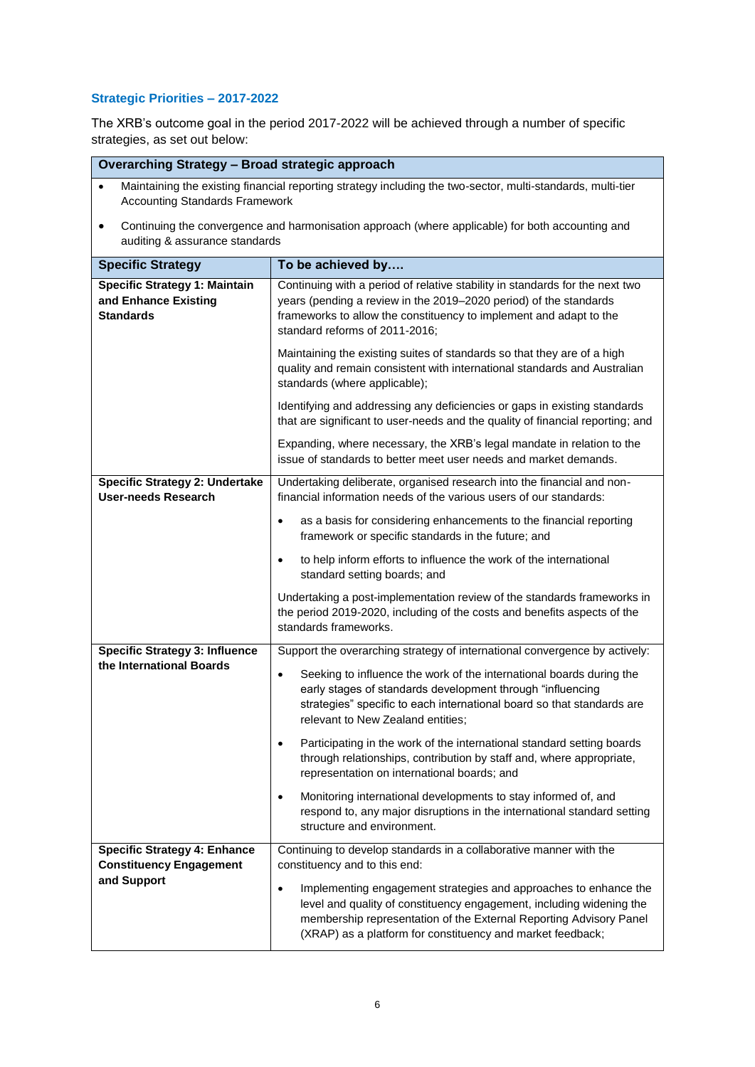### Strategic Priorities – 2017-2022

The XRB's outcome goal in the period 2017-2022 will be achieved through a number of specific strategies, as set out below:

| **Overarching Strategy – Broad strategic approach** | |
|---|---|
| • Maintaining the existing financial reporting strategy including the two-sector, multi-standards, multi-tier Accounting Standards Framework<br>• Continuing the convergence and harmonisation approach (where applicable) for both accounting and auditing & assurance standards | |
| **Specific Strategy** | **To be achieved by….** |
| **Specific Strategy 1: Maintain and Enhance Existing Standards** | Continuing with a period of relative stability in standards for the next two years (pending a review in the 2019–2020 period) of the standards frameworks to allow the constituency to implement and adapt to the standard reforms of 2011-2016;<br><br>Maintaining the existing suites of standards so that they are of a high quality and remain consistent with international standards and Australian standards (where applicable);<br><br>Identifying and addressing any deficiencies or gaps in existing standards that are significant to user-needs and the quality of financial reporting; and<br><br>Expanding, where necessary, the XRB's legal mandate in relation to the issue of standards to better meet user needs and market demands. |
| **Specific Strategy 2: Undertake User-needs Research** | Undertaking deliberate, organised research into the financial and non-financial information needs of the various users of our standards:<br>• as a basis for considering enhancements to the financial reporting framework or specific standards in the future; and<br>• to help inform efforts to influence the work of the international standard setting boards; and<br><br>Undertaking a post-implementation review of the standards frameworks in the period 2019-2020, including of the costs and benefits aspects of the standards frameworks. |
| **Specific Strategy 3: Influence the International Boards** | Support the overarching strategy of international convergence by actively:<br>• Seeking to influence the work of the international boards during the early stages of standards development through "influencing strategies" specific to each international board so that standards are relevant to New Zealand entities;<br>• Participating in the work of the international standard setting boards through relationships, contribution by staff and, where appropriate, representation on international boards; and<br>• Monitoring international developments to stay informed of, and respond to, any major disruptions in the international standard setting structure and environment. |
| **Specific Strategy 4: Enhance Constituency Engagement and Support** | Continuing to develop standards in a collaborative manner with the constituency and to this end:<br>• Implementing engagement strategies and approaches to enhance the level and quality of constituency engagement, including widening the membership representation of the External Reporting Advisory Panel (XRAP) as a platform for constituency and market feedback; |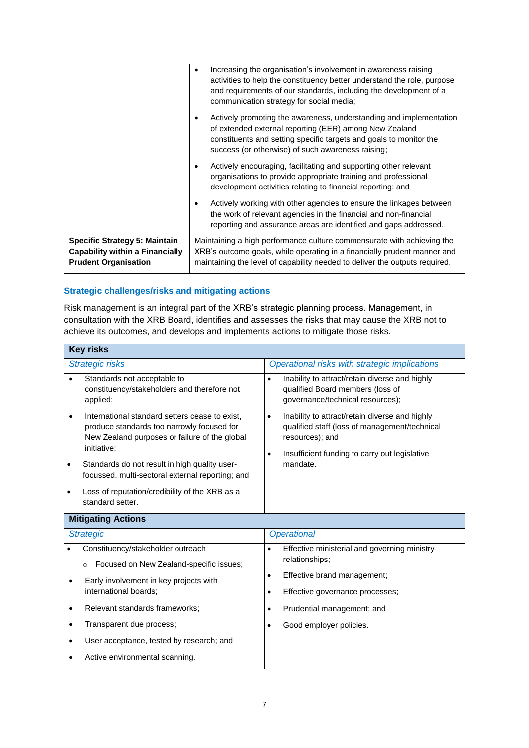| | |
|---|---|
| | • Increasing the organisation's involvement in awareness raising activities to help the constituency better understand the role, purpose and requirements of our standards, including the development of a communication strategy for social media;<br>• Actively promoting the awareness, understanding and implementation of extended external reporting (EER) among New Zealand constituents and setting specific targets and goals to monitor the success (or otherwise) of such awareness raising;<br>• Actively encouraging, facilitating and supporting other relevant organisations to provide appropriate training and professional development activities relating to financial reporting; and<br>• Actively working with other agencies to ensure the linkages between the work of relevant agencies in the financial and non-financial reporting and assurance areas are identified and gaps addressed. |
| **Specific Strategy 5: Maintain Capability within a Financially Prudent Organisation** | Maintaining a high performance culture commensurate with achieving the XRB's outcome goals, while operating in a financially prudent manner and maintaining the level of capability needed to deliver the outputs required. |

## Strategic challenges/risks and mitigating actions

Risk management is an integral part of the XRB's strategic planning process. Management, in consultation with the XRB Board, identifies and assesses the risks that may cause the XRB not to achieve its outcomes, and develops and implements actions to mitigate those risks.

| **Key risks** | |
|---|---|
| *Strategic risks* | *Operational risks with strategic implications* |
| • Standards not acceptable to constituency/stakeholders and therefore not applied;<br>• International standard setters cease to exist, produce standards too narrowly focused for New Zealand purposes or failure of the global initiative;<br>• Standards do not result in high quality user-focussed, multi-sectoral external reporting; and<br>• Loss of reputation/credibility of the XRB as a standard setter. | • Inability to attract/retain diverse and highly qualified Board members (loss of governance/technical resources);<br>• Inability to attract/retain diverse and highly qualified staff (loss of management/technical resources); and<br>• Insufficient funding to carry out legislative mandate. |
| **Mitigating Actions** | |
| *Strategic* | *Operational* |
| • Constituency/stakeholder outreach<br>  ○ Focused on New Zealand-specific issues;<br>• Early involvement in key projects with international boards;<br>• Relevant standards frameworks;<br>• Transparent due process;<br>• User acceptance, tested by research; and<br>• Active environmental scanning. | • Effective ministerial and governing ministry relationships;<br>• Effective brand management;<br>• Effective governance processes;<br>• Prudential management; and<br>• Good employer policies. |